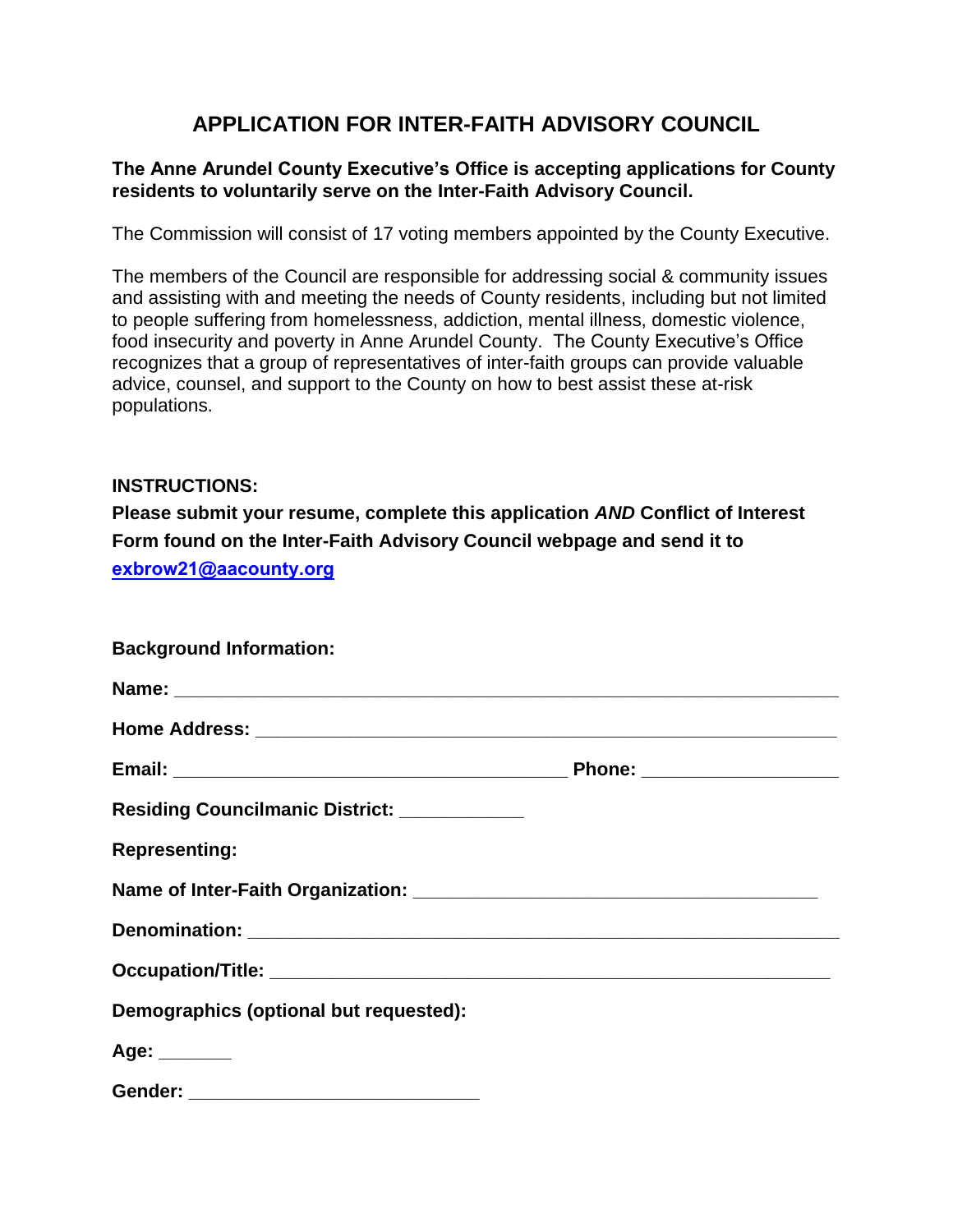# APPLICATION FOR INTER-FAITH ADVISORY COUNCIL

**The Anne Arundel County Executive's Office is accepting applications for County residents to voluntarily serve on the Inter-Faith Advisory Council.**

The Commission will consist of 17 voting members appointed by the County Executive.

The members of the Council are responsible for addressing social & community issues and assisting with and meeting the needs of County residents, including but not limited to people suffering from homelessness, addiction, mental illness, domestic violence, food insecurity and poverty in Anne Arundel County. The County Executive's Office recognizes that a group of representatives of inter-faith groups can provide valuable advice, counsel, and support to the County on how to best assist these at-risk populations.

**INSTRUCTIONS:**

**Please submit your resume, complete this application *AND* Conflict of Interest Form found on the Inter-Faith Advisory Council webpage and send it to [exbrow21@aacounty.org](mailto:exbrow21@aacounty.org)**

**Background Information:**

**Name:** ______________________________________________________________

**Home Address:** _________________________________________________________

**Email:** ____________________________________ **Phone:** __________________

**Residing Councilmanic District:** ___________

**Representing:**

**Name of Inter-Faith Organization:** ____________________________________

**Denomination:** _________________________________________________________

**Occupation/Title:** ______________________________________________________

**Demographics (optional but requested):**

**Age:** _______

**Gender:** ___________________________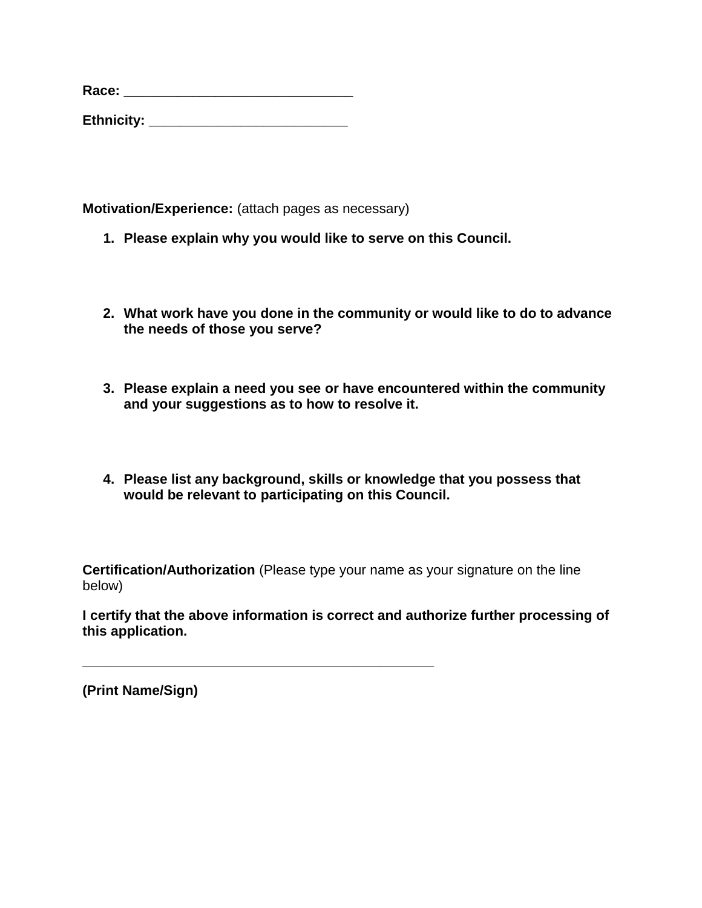**Race:** ______________________________

**Ethnicity:** __________________________

**Motivation/Experience:** (attach pages as necessary)

1. **Please explain why you would like to serve on this Council.**

2. **What work have you done in the community or would like to do to advance the needs of those you serve?**

3. **Please explain a need you see or have encountered within the community and your suggestions as to how to resolve it.**

4. **Please list any background, skills or knowledge that you possess that would be relevant to participating on this Council.**

**Certification/Authorization** (Please type your name as your signature on the line below)

**I certify that the above information is correct and authorize further processing of this application.**

_______________________________________________

**(Print Name/Sign)**